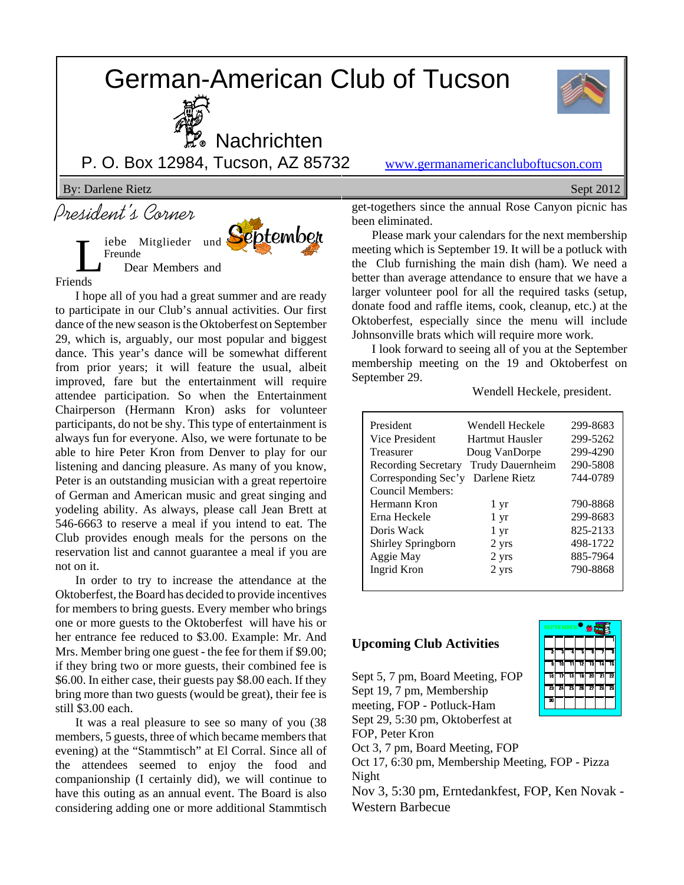# German-American Club of Tucson

## Nachrichten

P. O. Box 12984, Tucson, AZ 85732

www.germanamericancluboftucson.com

By: Darlene Rietz

Sept 2012

## President's Corner

Liebe Mitglieder und Freunde

Dear Members and Friends

I hope all of you had a great summer and are ready to participate in our Club's annual activities. Our first dance of the new season is the Oktoberfest on September 29, which is, arguably, our most popular and biggest dance. This year's dance will be somewhat different from prior years; it will feature the usual, albeit improved, fare but the entertainment will require attendee participation. So when the Entertainment Chairperson (Hermann Kron) asks for volunteer participants, do not be shy. This type of entertainment is always fun for everyone. Also, we were fortunate to be able to hire Peter Kron from Denver to play for our listening and dancing pleasure. As many of you know, Peter is an outstanding musician with a great repertoire of German and American music and great singing and yodeling ability. As always, please call Jean Brett at 546-6663 to reserve a meal if you intend to eat. The Club provides enough meals for the persons on the reservation list and cannot guarantee a meal if you are not on it.

In order to try to increase the attendance at the Oktoberfest, the Board has decided to provide incentives for members to bring guests. Every member who brings one or more guests to the Oktoberfest will have his or her entrance fee reduced to $3.00. Example: Mr. And Mrs. Member bring one guest - the fee for them if $9.00; if they bring two or more guests, their combined fee is $6.00. In either case, their guests pay $8.00 each. If they bring more than two guests (would be great), their fee is still $3.00 each.

It was a real pleasure to see so many of you (38 members, 5 guests, three of which became members that evening) at the "Stammtisch" at El Corral. Since all of the attendees seemed to enjoy the food and companionship (I certainly did), we will continue to have this outing as an annual event. The Board is also considering adding one or more additional Stammtisch get-togethers since the annual Rose Canyon picnic has been eliminated.

Please mark your calendars for the next membership meeting which is September 19. It will be a potluck with the Club furnishing the main dish (ham). We need a better than average attendance to ensure that we have a larger volunteer pool for all the required tasks (setup, donate food and raffle items, cook, cleanup, etc.) at the Oktoberfest, especially since the menu will include Johnsonville brats which will require more work.

I look forward to seeing all of you at the September membership meeting on the 19 and Oktoberfest on September 29.

Wendell Heckele, president.

| | | |
|---|---|---|
| President | Wendell Heckele | 299-8683 |
| Vice President | Hartmut Hausler | 299-5262 |
| Treasurer | Doug VanDorpe | 299-4290 |
| Recording Secretary | Trudy Dauernheim | 290-5808 |
| Corresponding Sec'y | Darlene Rietz | 744-0789 |
| Council Members: | | |
| Hermann Kron | 1 yr | 790-8868 |
| Erna Heckele | 1 yr | 299-8683 |
| Doris Wack | 1 yr | 825-2133 |
| Shirley Springborn | 2 yrs | 498-1722 |
| Aggie May | 2 yrs | 885-7964 |
| Ingrid Kron | 2 yrs | 790-8868 |

### Upcoming Club Activities

Sept 5, 7 pm, Board Meeting, FOP
Sept 19, 7 pm, Membership meeting, FOP - Potluck-Ham
Sept 29, 5:30 pm, Oktoberfest at FOP, Peter Kron
Oct 3, 7 pm, Board Meeting, FOP
Oct 17, 6:30 pm, Membership Meeting, FOP - Pizza Night
Nov 3, 5:30 pm, Erntedankfest, FOP, Ken Novak - Western Barbecue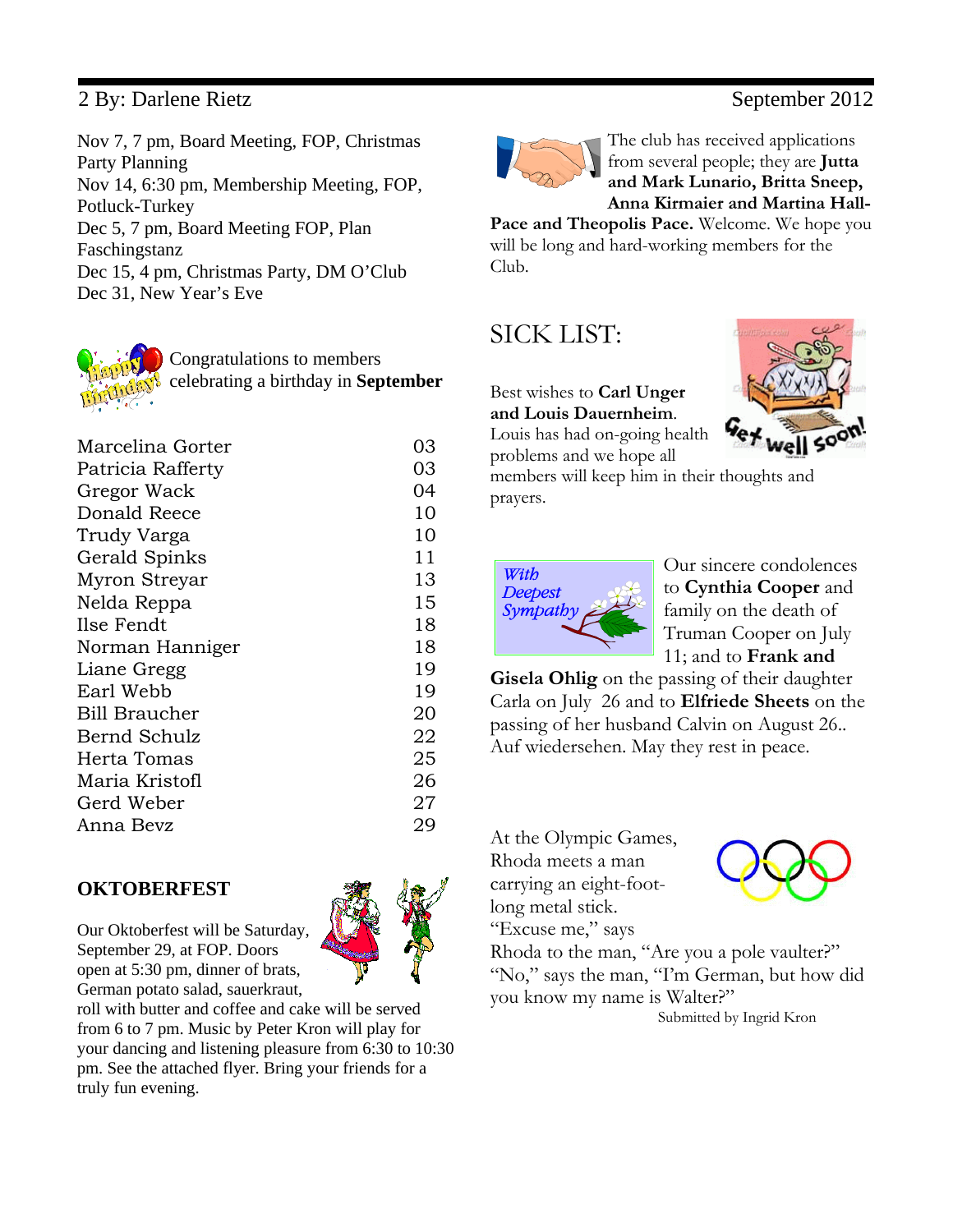Nov 7, 7 pm, Board Meeting, FOP, Christmas Party Planning
Nov 14, 6:30 pm, Membership Meeting, FOP, Potluck-Turkey
Dec 5, 7 pm, Board Meeting FOP, Plan Faschingstanz
Dec 15, 4 pm, Christmas Party, DM O'Club
Dec 31, New Year's Eve

Congratulations to members celebrating a birthday in **September**

| | |
|---|---|
| Marcelina Gorter | 03 |
| Patricia Rafferty | 03 |
| Gregor Wack | 04 |
| Donald Reece | 10 |
| Trudy Varga | 10 |
| Gerald Spinks | 11 |
| Myron Streyar | 13 |
| Nelda Reppa | 15 |
| Ilse Fendt | 18 |
| Norman Hanniger | 18 |
| Liane Gregg | 19 |
| Earl Webb | 19 |
| Bill Braucher | 20 |
| Bernd Schulz | 22 |
| Herta Tomas | 25 |
| Maria Kristofl | 26 |
| Gerd Weber | 27 |
| Anna Bevz | 29 |

## OKTOBERFEST

Our Oktoberfest will be Saturday, September 29, at FOP. Doors open at 5:30 pm, dinner of brats, German potato salad, sauerkraut, roll with butter and coffee and cake will be served from 6 to 7 pm. Music by Peter Kron will play for your dancing and listening pleasure from 6:30 to 10:30 pm. See the attached flyer. Bring your friends for a truly fun evening.

The club has received applications from several people; they are **Jutta and Mark Lunario, Britta Sneep, Anna Kirmaier and Martina Hall-Pace and Theopolis Pace.** Welcome. We hope you will be long and hard-working members for the Club.

## SICK LIST:

Best wishes to **Carl Unger and Louis Dauernheim**. Louis has had on-going health problems and we hope all members will keep him in their thoughts and prayers.

Our sincere condolences to **Cynthia Cooper** and family on the death of Truman Cooper on July 11; and to **Frank and Gisela Ohlig** on the passing of their daughter Carla on July 26 and to **Elfriede Sheets** on the passing of her husband Calvin on August 26.. Auf wiedersehen. May they rest in peace.

At the Olympic Games, Rhoda meets a man carrying an eight-foot-long metal stick. "Excuse me," says Rhoda to the man, "Are you a pole vaulter?" "No," says the man, "I'm German, but how did you know my name is Walter?"

Submitted by Ingrid Kron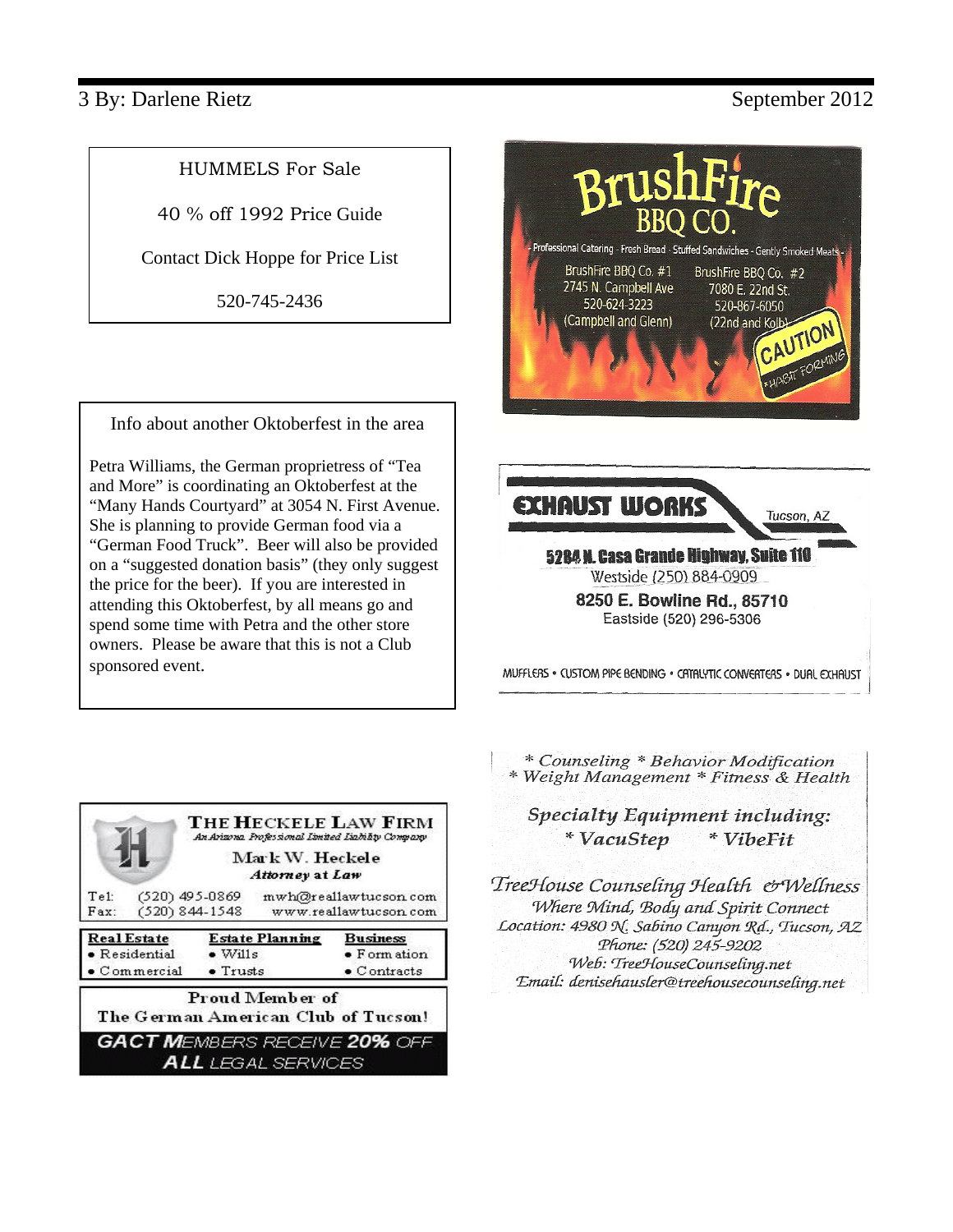HUMMELS For Sale

40 % off 1992 Price Guide

Contact Dick Hoppe for Price List

520-745-2436

Info about another Oktoberfest in the area

Petra Williams, the German proprietress of “Tea and More” is coordinating an Oktoberfest at the “Many Hands Courtyard” at 3054 N. First Avenue. She is planning to provide German food via a “German Food Truck”. Beer will also be provided on a “suggested donation basis” (they only suggest the price for the beer). If you are interested in attending this Oktoberfest, by all means go and spend some time with Petra and the other store owners. Please be aware that this is not a Club sponsored event.

**BrushFire BBQ CO.**

Professional Catering - Fresh Bread - Stuffed Sandwiches - Gently Smoked Meats

BrushFire BBQ Co. #1
2745 N. Campbell Ave
520-624-3223
(Campbell and Glenn)

BrushFire BBQ Co. #2
7080 E. 22nd St.
520-867-6050
(22nd and Kolb)

CAUTION *HABIT FORMING

**EXHAUST WORKS** Tucson, AZ

**5284 N. Casa Grande Highway, Suite 110**
Westside (250) 884-0909
**8250 E. Bowline Rd., 85710**
Eastside (520) 296-5306

MUFFLERS • CUSTOM PIPE BENDING • CATALYTIC CONVERTERS • DUAL EXHAUST

**THE HECKELE LAW FIRM**
*An Arizona Professional Limited Liability Company*

Mark W. Heckele
***Attorney at Law***

Tel: (520) 495-0869 mwh@reallawtucson.com
Fax: (520) 844-1548 www.reallawtucson.com

| Real Estate | Estate Planning | Business |
| --- | --- | --- |
| • Residential | • Wills | • Formation |
| • Commercial | • Trusts | • Contracts |

**Proud Member of The German American Club of Tucson!**

**GACT MEMBERS RECEIVE 20% OFF ALL LEGAL SERVICES**

*\* Counseling \* Behavior Modification*
*\* Weight Management \* Fitness & Health*

*Specialty Equipment including:*
*\* VacuStep \* VibeFit*

*TreeHouse Counseling Health & Wellness*
*Where Mind, Body and Spirit Connect*
*Location: 4980 N. Sabino Canyon Rd., Tucson, AZ*
*Phone: (520) 245-9202*
*Web: TreeHouseCounseling.net*
*Email: denisehausler@treehousecounseling.net*